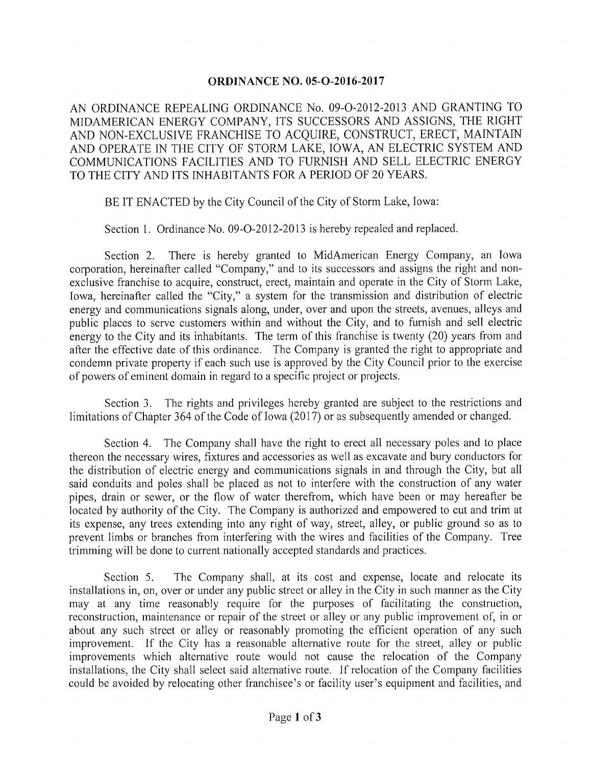**ORDINANCE NO. 05-O-2016-2017**

AN ORDINANCE REPEALING ORDINANCE No. 09-O-2012-2013 AND GRANTING TO MIDAMERICAN ENERGY COMPANY, ITS SUCCESSORS AND ASSIGNS, THE RIGHT AND NON-EXCLUSIVE FRANCHISE TO ACQUIRE, CONSTRUCT, ERECT, MAINTAIN AND OPERATE IN THE CITY OF STORM LAKE, IOWA, AN ELECTRIC SYSTEM AND COMMUNICATIONS FACILITIES AND TO FURNISH AND SELL ELECTRIC ENERGY TO THE CITY AND ITS INHABITANTS FOR A PERIOD OF 20 YEARS.

BE IT ENACTED by the City Council of the City of Storm Lake, Iowa:

Section 1. Ordinance No. 09-O-2012-2013 is hereby repealed and replaced.

Section 2. There is hereby granted to MidAmerican Energy Company, an Iowa corporation, hereinafter called "Company," and to its successors and assigns the right and non-exclusive franchise to acquire, construct, erect, maintain and operate in the City of Storm Lake, Iowa, hereinafter called the "City," a system for the transmission and distribution of electric energy and communications signals along, under, over and upon the streets, avenues, alleys and public places to serve customers within and without the City, and to furnish and sell electric energy to the City and its inhabitants. The term of this franchise is twenty (20) years from and after the effective date of this ordinance. The Company is granted the right to appropriate and condemn private property if each such use is approved by the City Council prior to the exercise of powers of eminent domain in regard to a specific project or projects.

Section 3. The rights and privileges hereby granted are subject to the restrictions and limitations of Chapter 364 of the Code of Iowa (2017) or as subsequently amended or changed.

Section 4. The Company shall have the right to erect all necessary poles and to place thereon the necessary wires, fixtures and accessories as well as excavate and bury conductors for the distribution of electric energy and communications signals in and through the City, but all said conduits and poles shall be placed as not to interfere with the construction of any water pipes, drain or sewer, or the flow of water therefrom, which have been or may hereafter be located by authority of the City. The Company is authorized and empowered to cut and trim at its expense, any trees extending into any right of way, street, alley, or public ground so as to prevent limbs or branches from interfering with the wires and facilities of the Company. Tree trimming will be done to current nationally accepted standards and practices.

Section 5. The Company shall, at its cost and expense, locate and relocate its installations in, on, over or under any public street or alley in the City in such manner as the City may at any time reasonably require for the purposes of facilitating the construction, reconstruction, maintenance or repair of the street or alley or any public improvement of, in or about any such street or alley or reasonably promoting the efficient operation of any such improvement. If the City has a reasonable alternative route for the street, alley or public improvements which alternative route would not cause the relocation of the Company installations, the City shall select said alternative route. If relocation of the Company facilities could be avoided by relocating other franchisee's or facility user's equipment and facilities, and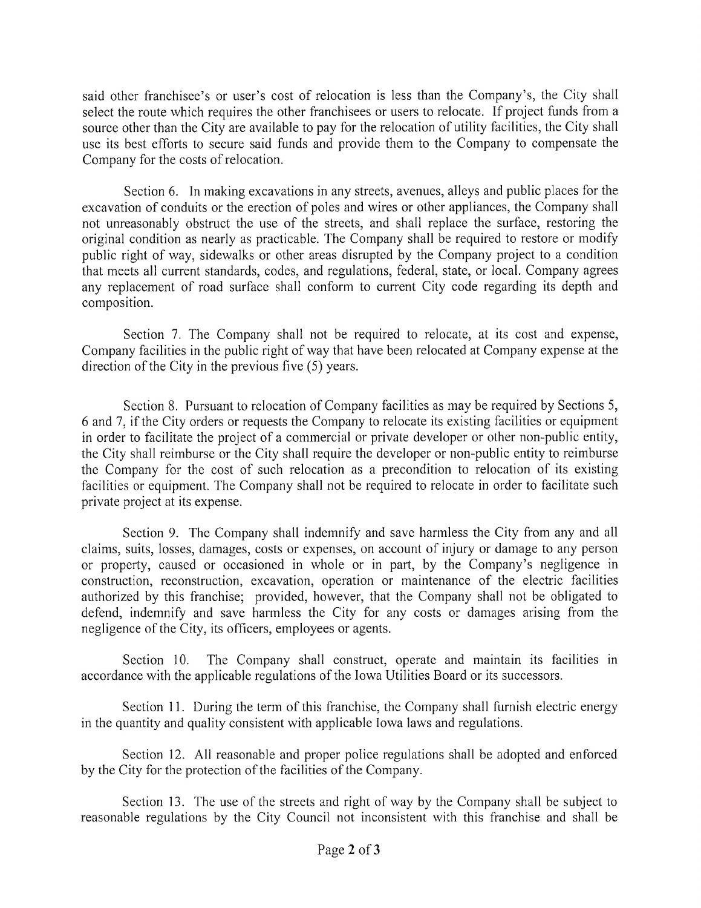said other franchisee's or user's cost of relocation is less than the Company's, the City shall select the route which requires the other franchisees or users to relocate. If project funds from a source other than the City are available to pay for the relocation of utility facilities, the City shall use its best efforts to secure said funds and provide them to the Company to compensate the Company for the costs of relocation.

Section 6. In making excavations in any streets, avenues, alleys and public places for the excavation of conduits or the erection of poles and wires or other appliances, the Company shall not unreasonably obstruct the use of the streets, and shall replace the surface, restoring the original condition as nearly as practicable. The Company shall be required to restore or modify public right of way, sidewalks or other areas disrupted by the Company project to a condition that meets all current standards, codes, and regulations, federal, state, or local. Company agrees any replacement of road surface shall conform to current City code regarding its depth and composition.

Section 7. The Company shall not be required to relocate, at its cost and expense, Company facilities in the public right of way that have been relocated at Company expense at the direction of the City in the previous five (5) years.

Section 8. Pursuant to relocation of Company facilities as may be required by Sections 5, 6 and 7, if the City orders or requests the Company to relocate its existing facilities or equipment in order to facilitate the project of a commercial or private developer or other non-public entity, the City shall reimburse or the City shall require the developer or non-public entity to reimburse the Company for the cost of such relocation as a precondition to relocation of its existing facilities or equipment. The Company shall not be required to relocate in order to facilitate such private project at its expense.

Section 9. The Company shall indemnify and save harmless the City from any and all claims, suits, losses, damages, costs or expenses, on account of injury or damage to any person or property, caused or occasioned in whole or in part, by the Company's negligence in construction, reconstruction, excavation, operation or maintenance of the electric facilities authorized by this franchise; provided, however, that the Company shall not be obligated to defend, indemnify and save harmless the City for any costs or damages arising from the negligence of the City, its officers, employees or agents.

Section 10. The Company shall construct, operate and maintain its facilities in accordance with the applicable regulations of the Iowa Utilities Board or its successors.

Section 11. During the term of this franchise, the Company shall furnish electric energy in the quantity and quality consistent with applicable Iowa laws and regulations.

Section 12. All reasonable and proper police regulations shall be adopted and enforced by the City for the protection of the facilities of the Company.

Section 13. The use of the streets and right of way by the Company shall be subject to reasonable regulations by the City Council not inconsistent with this franchise and shall be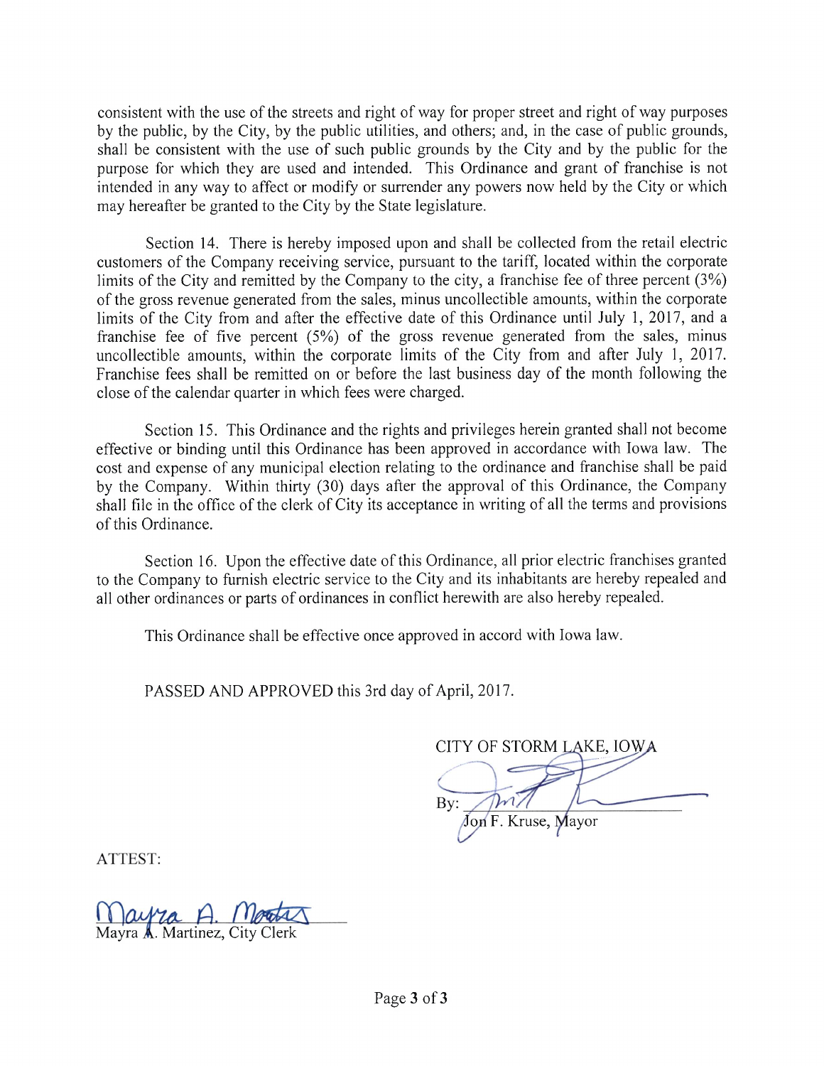consistent with the use of the streets and right of way for proper street and right of way purposes by the public, by the City, by the public utilities, and others; and, in the case of public grounds, shall be consistent with the use of such public grounds by the City and by the public for the purpose for which they are used and intended. This Ordinance and grant of franchise is not intended in any way to affect or modify or surrender any powers now held by the City or which may hereafter be granted to the City by the State legislature.

Section 14. There is hereby imposed upon and shall be collected from the retail electric customers of the Company receiving service, pursuant to the tariff, located within the corporate limits of the City and remitted by the Company to the city, a franchise fee of three percent (3%) of the gross revenue generated from the sales, minus uncollectible amounts, within the corporate limits of the City from and after the effective date of this Ordinance until July 1, 2017, and a franchise fee of five percent (5%) of the gross revenue generated from the sales, minus uncollectible amounts, within the corporate limits of the City from and after July 1, 2017. Franchise fees shall be remitted on or before the last business day of the month following the close of the calendar quarter in which fees were charged.

Section 15. This Ordinance and the rights and privileges herein granted shall not become effective or binding until this Ordinance has been approved in accordance with Iowa law. The cost and expense of any municipal election relating to the ordinance and franchise shall be paid by the Company. Within thirty (30) days after the approval of this Ordinance, the Company shall file in the office of the clerk of City its acceptance in writing of all the terms and provisions of this Ordinance.

Section 16. Upon the effective date of this Ordinance, all prior electric franchises granted to the Company to furnish electric service to the City and its inhabitants are hereby repealed and all other ordinances or parts of ordinances in conflict herewith are also hereby repealed.

This Ordinance shall be effective once approved in accord with Iowa law.

PASSED AND APPROVED this 3rd day of April, 2017.

CITY OF STORM LAKE, IOWA

By: ________________________
Jon F. Kruse, Mayor

ATTEST:

________________________
Mayra A. Martinez, City Clerk